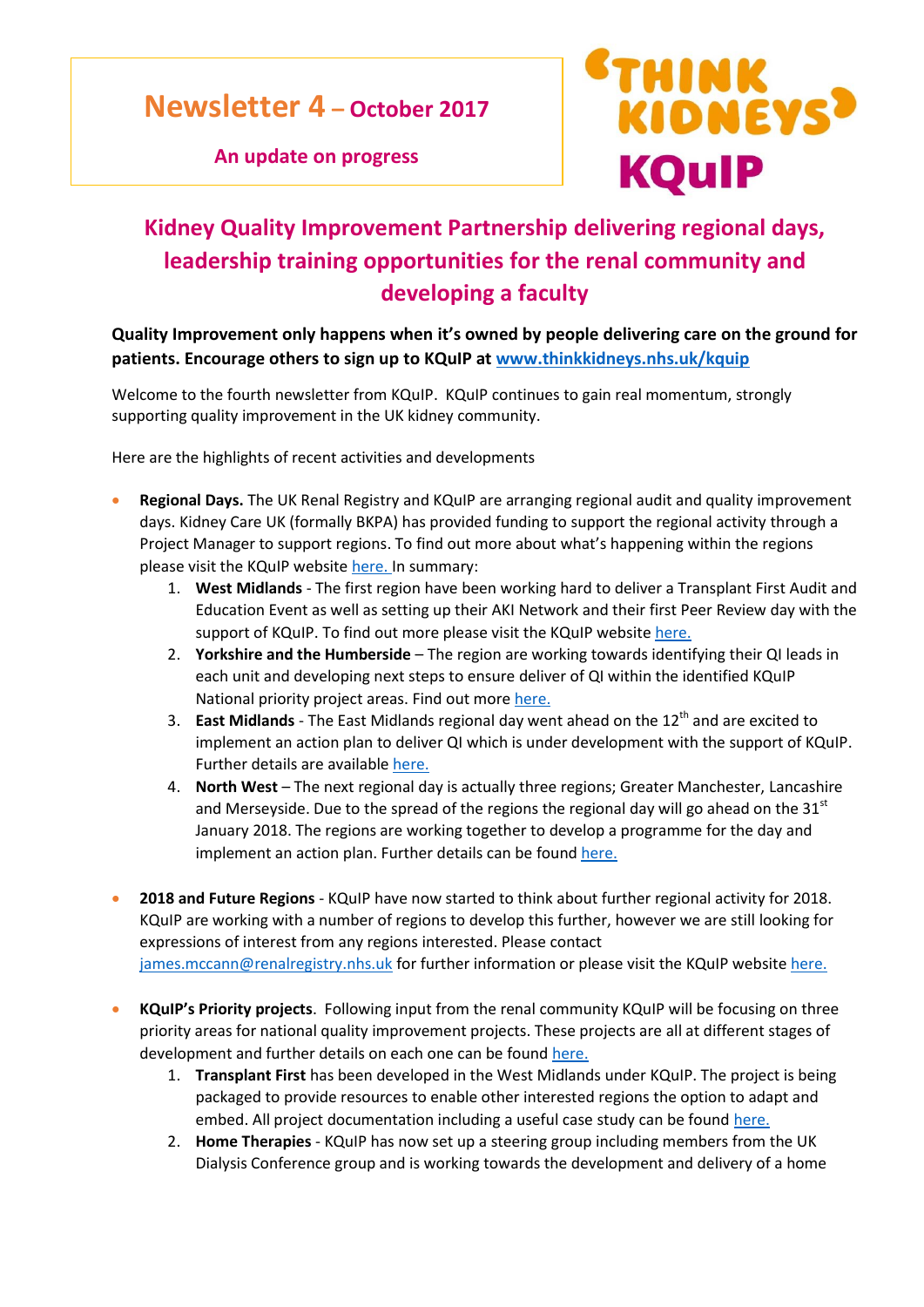# Newsletter 4 – October 2017

**An update on progress**

THINK KIDNEYS KQuIP

## Kidney Quality Improvement Partnership delivering regional days, leadership training opportunities for the renal community and developing a faculty

**Quality Improvement only happens when it's owned by people delivering care on the ground for patients. Encourage others to sign up to KQuIP at [www.thinkkidneys.nhs.uk/kquip](www.thinkkidneys.nhs.uk/kquip)**

Welcome to the fourth newsletter from KQuIP. KQuIP continues to gain real momentum, strongly supporting quality improvement in the UK kidney community.

Here are the highlights of recent activities and developments

- **Regional Days.** The UK Renal Registry and KQuIP are arranging regional audit and quality improvement days. Kidney Care UK (formally BKPA) has provided funding to support the regional activity through a Project Manager to support regions. To find out more about what's happening within the regions please visit the KQuIP website here. In summary:
  1. **West Midlands** - The first region have been working hard to deliver a Transplant First Audit and Education Event as well as setting up their AKI Network and their first Peer Review day with the support of KQuIP. To find out more please visit the KQuIP website here.
  2. **Yorkshire and the Humberside** – The region are working towards identifying their QI leads in each unit and developing next steps to ensure deliver of QI within the identified KQuIP National priority project areas. Find out more here.
  3. **East Midlands** - The East Midlands regional day went ahead on the 12th and are excited to implement an action plan to deliver QI which is under development with the support of KQuIP. Further details are available here.
  4. **North West** – The next regional day is actually three regions; Greater Manchester, Lancashire and Merseyside. Due to the spread of the regions the regional day will go ahead on the 31st January 2018. The regions are working together to develop a programme for the day and implement an action plan. Further details can be found here.

- **2018 and Future Regions** - KQuIP have now started to think about further regional activity for 2018. KQuIP are working with a number of regions to develop this further, however we are still looking for expressions of interest from any regions interested. Please contact james.mccann@renalregistry.nhs.uk for further information or please visit the KQuIP website here.

- **KQuIP's Priority projects**. Following input from the renal community KQuIP will be focusing on three priority areas for national quality improvement projects. These projects are all at different stages of development and further details on each one can be found here.
  1. **Transplant First** has been developed in the West Midlands under KQuIP. The project is being packaged to provide resources to enable other interested regions the option to adapt and embed. All project documentation including a useful case study can be found here.
  2. **Home Therapies** - KQuIP has now set up a steering group including members from the UK Dialysis Conference group and is working towards the development and delivery of a home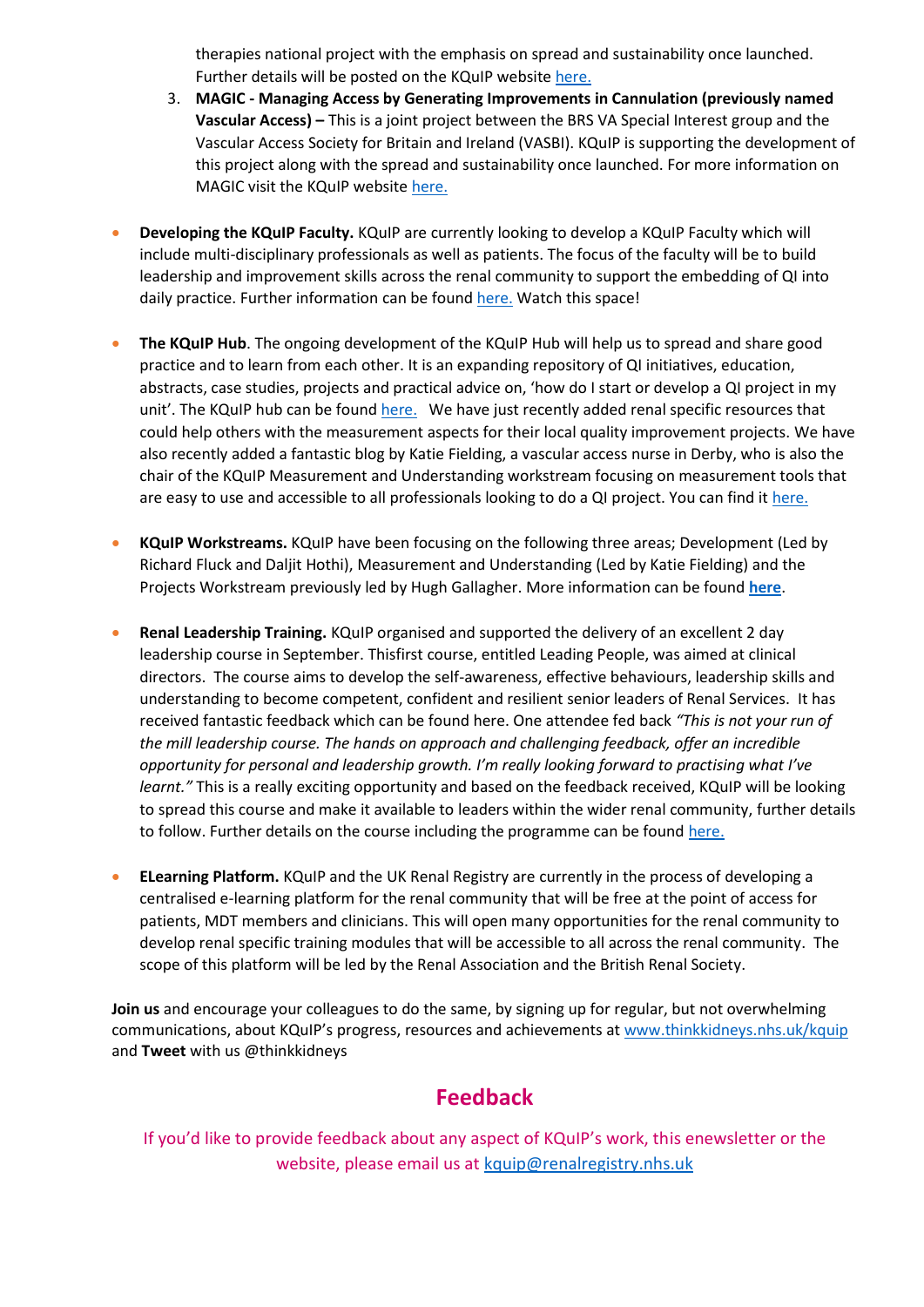therapies national project with the emphasis on spread and sustainability once launched. Further details will be posted on the KQuIP website here.

3. **MAGIC - Managing Access by Generating Improvements in Cannulation (previously named Vascular Access) –** This is a joint project between the BRS VA Special Interest group and the Vascular Access Society for Britain and Ireland (VASBI). KQuIP is supporting the development of this project along with the spread and sustainability once launched. For more information on MAGIC visit the KQuIP website here.

- **Developing the KQuIP Faculty.** KQuIP are currently looking to develop a KQuIP Faculty which will include multi-disciplinary professionals as well as patients. The focus of the faculty will be to build leadership and improvement skills across the renal community to support the embedding of QI into daily practice. Further information can be found here. Watch this space!

- **The KQuIP Hub**. The ongoing development of the KQuIP Hub will help us to spread and share good practice and to learn from each other. It is an expanding repository of QI initiatives, education, abstracts, case studies, projects and practical advice on, 'how do I start or develop a QI project in my unit'. The KQuIP hub can be found here. We have just recently added renal specific resources that could help others with the measurement aspects for their local quality improvement projects. We have also recently added a fantastic blog by Katie Fielding, a vascular access nurse in Derby, who is also the chair of the KQuIP Measurement and Understanding workstream focusing on measurement tools that are easy to use and accessible to all professionals looking to do a QI project. You can find it here.

- **KQuIP Workstreams.** KQuIP have been focusing on the following three areas; Development (Led by Richard Fluck and Daljit Hothi), Measurement and Understanding (Led by Katie Fielding) and the Projects Workstream previously led by Hugh Gallagher. More information can be found **here**.

- **Renal Leadership Training.** KQuIP organised and supported the delivery of an excellent 2 day leadership course in September. Thisfirst course, entitled Leading People, was aimed at clinical directors. The course aims to develop the self-awareness, effective behaviours, leadership skills and understanding to become competent, confident and resilient senior leaders of Renal Services. It has received fantastic feedback which can be found here. One attendee fed back *"This is not your run of the mill leadership course. The hands on approach and challenging feedback, offer an incredible opportunity for personal and leadership growth. I'm really looking forward to practising what I've learnt."* This is a really exciting opportunity and based on the feedback received, KQuIP will be looking to spread this course and make it available to leaders within the wider renal community, further details to follow. Further details on the course including the programme can be found here.

- **ELearning Platform.** KQuIP and the UK Renal Registry are currently in the process of developing a centralised e-learning platform for the renal community that will be free at the point of access for patients, MDT members and clinicians. This will open many opportunities for the renal community to develop renal specific training modules that will be accessible to all across the renal community. The scope of this platform will be led by the Renal Association and the British Renal Society.

**Join us** and encourage your colleagues to do the same, by signing up for regular, but not overwhelming communications, about KQuIP's progress, resources and achievements at www.thinkkidneys.nhs.uk/kquip and **Tweet** with us @thinkkidneys

## Feedback

If you'd like to provide feedback about any aspect of KQuIP's work, this enewsletter or the website, please email us at kquip@renalregistry.nhs.uk